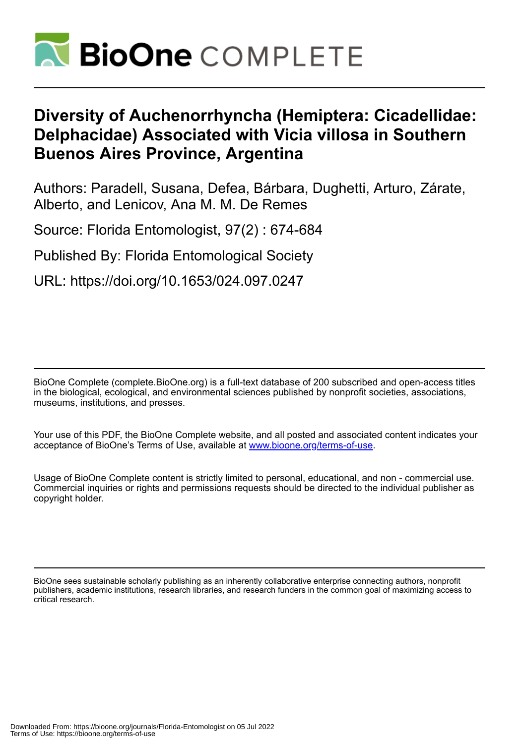# Diversity of Auchenorrhyncha (Hemiptera: Cicadellidae: Delphacidae) Associated with Vicia villosa in Southern Buenos Aires Province, Argentina

Authors: Paradell, Susana, Defea, Bárbara, Dughetti, Arturo, Zárate, Alberto, and Lenicov, Ana M. M. De Remes

Source: Florida Entomologist, 97(2) : 674-684

Published By: Florida Entomological Society

URL: https://doi.org/10.1653/024.097.0247

BioOne Complete (complete.BioOne.org) is a full-text database of 200 subscribed and open-access titles in the biological, ecological, and environmental sciences published by nonprofit societies, associations, museums, institutions, and presses.

Your use of this PDF, the BioOne Complete website, and all posted and associated content indicates your acceptance of BioOne's Terms of Use, available at www.bioone.org/terms-of-use.

Usage of BioOne Complete content is strictly limited to personal, educational, and non - commercial use. Commercial inquiries or rights and permissions requests should be directed to the individual publisher as copyright holder.

BioOne sees sustainable scholarly publishing as an inherently collaborative enterprise connecting authors, nonprofit publishers, academic institutions, research libraries, and research funders in the common goal of maximizing access to critical research.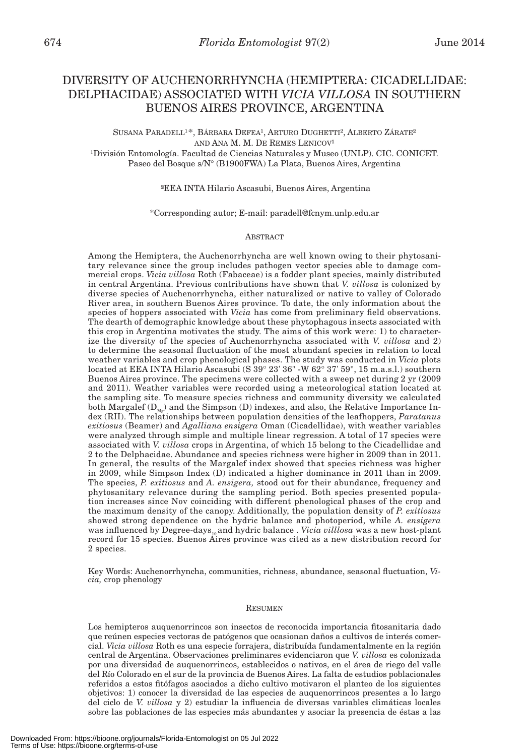DIVERSITY OF AUCHENORRHYNCHA (HEMIPTERA: CICADELLIDAE: DELPHACIDAE) ASSOCIATED WITH *VICIA VILLOSA* IN SOUTHERN BUENOS AIRES PROVINCE, ARGENTINA

SUSANA PARADELL[1,*], BÁRBARA DEFEA[1], ARTURO DUGHETTI[2], ALBERTO ZÁRATE[2] AND ANA M. M. DE REMES LENICOV[1]

[1]División Entomología. Facultad de Ciencias Naturales y Museo (UNLP). CIC. CONICET. Paseo del Bosque s/N° (B1900FWA) La Plata, Buenos Aires, Argentina

[2]EEA INTA Hilario Ascasubi, Buenos Aires, Argentina

*Corresponding autor; E-mail: paradell@fcnym.unlp.edu.ar

## ABSTRACT

Among the Hemiptera, the Auchenorrhyncha are well known owing to their phytosanitary relevance since the group includes pathogen vector species able to damage commercial crops. *Vicia villosa* Roth (Fabaceae) is a fodder plant species, mainly distributed in central Argentina. Previous contributions have shown that *V. villosa* is colonized by diverse species of Auchenorrhyncha, either naturalized or native to valley of Colorado River area, in southern Buenos Aires province. To date, the only information about the species of hoppers associated with *Vicia* has come from preliminary field observations. The dearth of demographic knowledge about these phytophagous insects associated with this crop in Argentina motivates the study. The aims of this work were: 1) to characterize the diversity of the species of Auchenorrhyncha associated with *V. villosa* and 2) to determine the seasonal fluctuation of the most abundant species in relation to local weather variables and crop phenological phases. The study was conducted in *Vicia* plots located at EEA INTA Hilario Ascasubi (S 39° 23' 36" -W 62° 37' 59", 15 m.a.s.l.) southern Buenos Aires province. The specimens were collected with a sweep net during 2 yr (2009 and 2011). Weather variables were recorded using a meteorological station located at the sampling site. To measure species richness and community diversity we calculated both Margalef ($D_{Mg}$) and the Simpson (D) indexes, and also, the Relative Importance Index (RII). The relationships between population densities of the leafhoppers, *Paratanus exitiosus* (Beamer) and *Agalliana ensigera* Oman (Cicadellidae), with weather variables were analyzed through simple and multiple linear regression. A total of 17 species were associated with *V. villosa* crops in Argentina, of which 15 belong to the Cicadellidae and 2 to the Delphacidae. Abundance and species richness were higher in 2009 than in 2011. In general, the results of the Margalef index showed that species richness was higher in 2009, while Simpson Index (D) indicated a higher dominance in 2011 than in 2009. The species, *P. exitiosus* and *A. ensigera,* stood out for their abundance, frequency and phytosanitary relevance during the sampling period. Both species presented population increases since Nov coinciding with different phenological phases of the crop and the maximum density of the canopy. Additionally, the population density of *P. exitiosus* showed strong dependence on the hydric balance and photoperiod, while *A. ensigera* was influenced by Degree-days$_{10}$ and hydric balance . *Vicia villlosa* was a new host-plant record for 15 species. Buenos Aires province was cited as a new distribution record for 2 species.

Key Words: Auchenorrhyncha, communities, richness, abundance, seasonal fluctuation, *Vicia,* crop phenology

## RESUMEN

Los hemipteros auquenorrincos son insectos de reconocida importancia fitosanitaria dado que reúnen especies vectoras de patógenos que ocasionan daños a cultivos de interés comercial. *Vicia villosa* Roth es una especie forrajera, distribuída fundamentalmente en la región central de Argentina. Observaciones preliminares evidenciaron que *V. villosa* es colonizada por una diversidad de auquenorrincos, establecidos o nativos, en el área de riego del valle del Río Colorado en el sur de la provincia de Buenos Aires. La falta de estudios poblacionales referidos a estos fitófagos asociados a dicho cultivo motivaron el planteo de los siguientes objetivos: 1) conocer la diversidad de las especies de auquenorrincos presentes a lo largo del ciclo de *V. villosa* y 2) estudiar la influencia de diversas variables climáticas locales sobre las poblaciones de las especies más abundantes y asociar la presencia de éstas a las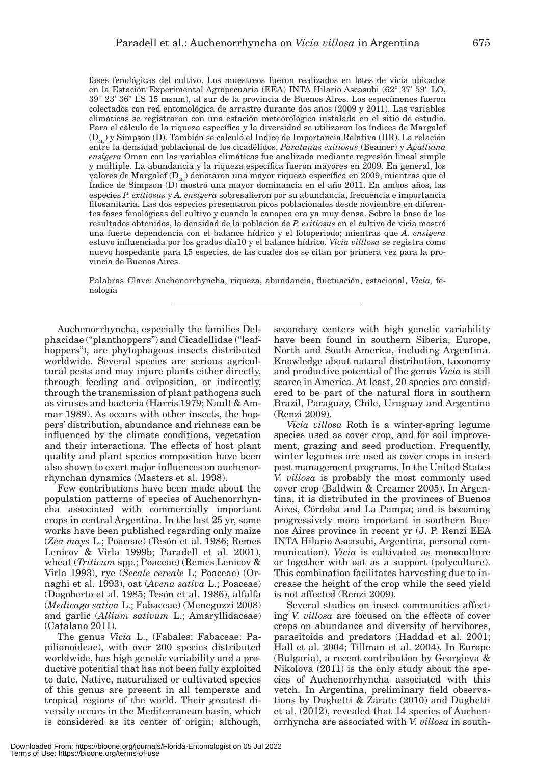fases fenológicas del cultivo. Los muestreos fueron realizados en lotes de vicia ubicados en la Estación Experimental Agropecuaria (EEA) INTA Hilario Ascasubi (62° 37' 59" LO, 39° 23' 36" LS 15 msnm), al sur de la provincia de Buenos Aires. Los especímenes fueron colectados con red entomológica de arrastre durante dos años (2009 y 2011). Las variables climáticas se registraron con una estación meteorológica instalada en el sitio de estudio. Para el cálculo de la riqueza específica y la diversidad se utilizaron los índices de Margalef ($D_{Mg}$) y Simpson (D). También se calculó el Indice de Importancia Relativa (IIR). La relación entre la densidad poblacional de los cicadélidos, *Paratanus exitiosus* (Beamer) y *Agalliana ensigera* Oman con las variables climáticas fue analizada mediante regresión lineal simple y múltiple. La abundancia y la riqueza específica fueron mayores en 2009. En general, los valores de Margalef ($D_{Mg}$) denotaron una mayor riqueza específica en 2009, mientras que el Índice de Simpson (D) mostró una mayor dominancia en el año 2011. En ambos años, las especies *P. exitiosus* y *A. ensigera* sobresalieron por su abundancia, frecuencia e importancia fitosanitaria. Las dos especies presentaron picos poblacionales desde noviembre en diferentes fases fenológicas del cultivo y cuando la canopea era ya muy densa. Sobre la base de los resultados obtenidos, la densidad de la población de *P. exitiosus* en el cultivo de vicia mostró una fuerte dependencia con el balance hídrico y el fotoperiodo; mientras que *A. ensigera* estuvo influenciada por los grados día10 y el balance hídrico. *Vicia villlosa* se registra como nuevo hospedante para 15 especies, de las cuales dos se citan por primera vez para la provincia de Buenos Aires.

Palabras Clave: Auchenorrhyncha, riqueza, abundancia, fluctuación, estacional, *Vicia,* fenología

---

Auchenorrhyncha, especially the families Delphacidae ("planthoppers") and Cicadellidae ("leafhoppers"), are phytophagous insects distributed worldwide. Several species are serious agricultural pests and may injure plants either directly, through feeding and oviposition, or indirectly, through the transmission of plant pathogens such as viruses and bacteria (Harris 1979; Nault & Ammar 1989). As occurs with other insects, the hoppers' distribution, abundance and richness can be influenced by the climate conditions, vegetation and their interactions. The effects of host plant quality and plant species composition have been also shown to exert major influences on auchenorrhynchan dynamics (Masters et al. 1998).

Few contributions have been made about the population patterns of species of Auchenorrhyncha associated with commercially important crops in central Argentina. In the last 25 yr, some works have been published regarding only maize (*Zea mays* L.; Poaceae) (Tesón et al. 1986; Remes Lenicov & Virla 1999b; Paradell et al. 2001), wheat (*Triticum* spp.; Poaceae) (Remes Lenicov & Virla 1993), rye (*Secale cereale* L; Poaceae) (Ornaghi et al. 1993), oat (*Avena sativa* L.; Poaceae) (Dagoberto et al. 1985; Tesón et al. 1986), alfalfa (*Medicago sativa* L.; Fabaceae) (Meneguzzi 2008) and garlic (*Allium sativum* L.; Amaryllidaceae) (Catalano 2011).

The genus *Vicia* L., (Fabales: Fabaceae: Papilionoideae), with over 200 species distributed worldwide, has high genetic variability and a productive potential that has not been fully exploited to date. Native, naturalized or cultivated species of this genus are present in all temperate and tropical regions of the world. Their greatest diversity occurs in the Mediterranean basin, which is considered as its center of origin; although, secondary centers with high genetic variability have been found in southern Siberia, Europe, North and South America, including Argentina. Knowledge about natural distribution, taxonomy and productive potential of the genus *Vicia* is still scarce in America. At least, 20 species are considered to be part of the natural flora in southern Brazil, Paraguay, Chile, Uruguay and Argentina (Renzi 2009).

*Vicia villosa* Roth is a winter-spring legume species used as cover crop, and for soil improvement, grazing and seed production. Frequently, winter legumes are used as cover crops in insect pest management programs. In the United States *V. villosa* is probably the most commonly used cover crop (Baldwin & Creamer 2005). In Argentina, it is distributed in the provinces of Buenos Aires, Córdoba and La Pampa; and is becoming progressively more important in southern Buenos Aires province in recent yr (J. P. Renzi EEA INTA Hilario Ascasubi, Argentina, personal communication). *Vicia* is cultivated as monoculture or together with oat as a support (polyculture). This combination facilitates harvesting due to increase the height of the crop while the seed yield is not affected (Renzi 2009).

Several studies on insect communities affecting *V. villosa* are focused on the effects of cover crops on abundance and diversity of hervibores, parasitoids and predators (Haddad et al. 2001; Hall et al. 2004; Tillman et al. 2004). In Europe (Bulgaria), a recent contribution by Georgieva & Nikolova (2011) is the only study about the species of Auchenorrhyncha associated with this vetch. In Argentina, preliminary field observations by Dughetti & Zárate (2010) and Dughetti et al. (2012), revealed that 14 species of Auchenorrhyncha are associated with *V. villosa* in south-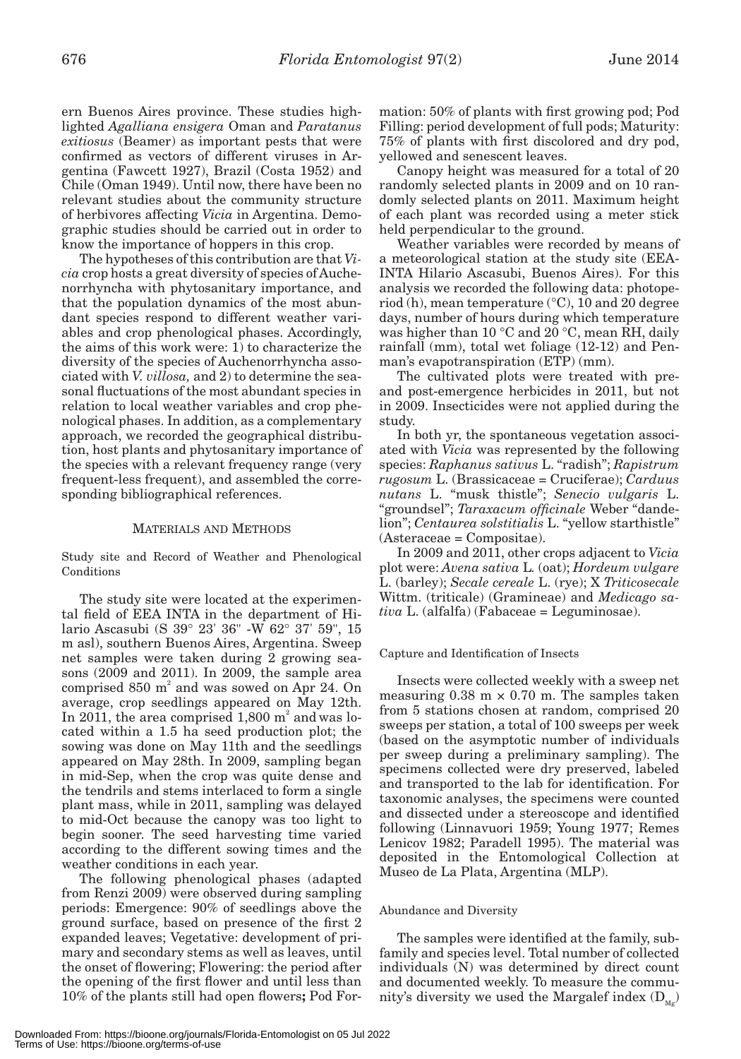ern Buenos Aires province. These studies highlighted *Agalliana ensigera* Oman and *Paratanus exitiosus* (Beamer) as important pests that were confirmed as vectors of different viruses in Argentina (Fawcett 1927), Brazil (Costa 1952) and Chile (Oman 1949). Until now, there have been no relevant studies about the community structure of herbivores affecting *Vicia* in Argentina. Demographic studies should be carried out in order to know the importance of hoppers in this crop.

The hypotheses of this contribution are that *Vicia* crop hosts a great diversity of species of Auchenorrhyncha with phytosanitary importance, and that the population dynamics of the most abundant species respond to different weather variables and crop phenological phases. Accordingly, the aims of this work were: 1) to characterize the diversity of the species of Auchenorrhyncha associated with *V. villosa,* and 2) to determine the seasonal fluctuations of the most abundant species in relation to local weather variables and crop phenological phases. In addition, as a complementary approach, we recorded the geographical distribution, host plants and phytosanitary importance of the species with a relevant frequency range (very frequent-less frequent), and assembled the corresponding bibliographical references.

## MATERIALS AND METHODS

### Study site and Record of Weather and Phenological Conditions

The study site were located at the experimental field of EEA INTA in the department of Hilario Ascasubi (S 39° 23' 36" -W 62° 37' 59", 15 m asl), southern Buenos Aires, Argentina. Sweep net samples were taken during 2 growing seasons (2009 and 2011). In 2009, the sample area comprised 850 $m^2$ and was sowed on Apr 24. On average, crop seedlings appeared on May 12th. In 2011, the area comprised 1,800 $m^2$ and was located within a 1.5 ha seed production plot; the sowing was done on May 11th and the seedlings appeared on May 28th. In 2009, sampling began in mid-Sep, when the crop was quite dense and the tendrils and stems interlaced to form a single plant mass, while in 2011, sampling was delayed to mid-Oct because the canopy was too light to begin sooner. The seed harvesting time varied according to the different sowing times and the weather conditions in each year.

The following phenological phases (adapted from Renzi 2009) were observed during sampling periods: Emergence: 90% of seedlings above the ground surface, based on presence of the first 2 expanded leaves; Vegetative: development of primary and secondary stems as well as leaves, until the onset of flowering; Flowering: the period after the opening of the first flower and until less than 10% of the plants still had open flowers**;** Pod Formation: 50% of plants with first growing pod; Pod Filling: period development of full pods; Maturity: 75% of plants with first discolored and dry pod, yellowed and senescent leaves.

Canopy height was measured for a total of 20 randomly selected plants in 2009 and on 10 randomly selected plants on 2011. Maximum height of each plant was recorded using a meter stick held perpendicular to the ground.

Weather variables were recorded by means of a meteorological station at the study site (EEA-INTA Hilario Ascasubi, Buenos Aires). For this analysis we recorded the following data: photoperiod (h), mean temperature (°C), 10 and 20 degree days, number of hours during which temperature was higher than 10 °C and 20 °C, mean RH, daily rainfall (mm), total wet foliage (12-12) and Penman's evapotranspiration (ETP) (mm).

The cultivated plots were treated with pre- and post-emergence herbicides in 2011, but not in 2009. Insecticides were not applied during the study.

In both yr, the spontaneous vegetation associated with *Vicia* was represented by the following species: *Raphanus sativus* L. "radish"; *Rapistrum rugosum* L. (Brassicaceae = Cruciferae); *Carduus nutans* L. "musk thistle"; *Senecio vulgaris* L. "groundsel"; *Taraxacum officinale* Weber "dandelion"; *Centaurea solstitialis* L. "yellow starthistle" (Asteraceae = Compositae).

In 2009 and 2011, other crops adjacent to *Vicia* plot were: *Avena sativa* L. (oat); *Hordeum vulgare* L. (barley); *Secale cereale* L. (rye); X *Triticosecale* Wittm. (triticale) (Gramineae) and *Medicago sativa* L. (alfalfa) (Fabaceae = Leguminosae).

### Capture and Identification of Insects

Insects were collected weekly with a sweep net measuring 0.38 m × 0.70 m. The samples taken from 5 stations chosen at random, comprised 20 sweeps per station, a total of 100 sweeps per week (based on the asymptotic number of individuals per sweep during a preliminary sampling). The specimens collected were dry preserved, labeled and transported to the lab for identification. For taxonomic analyses, the specimens were counted and dissected under a stereoscope and identified following (Linnavuori 1959; Young 1977; Remes Lenicov 1982; Paradell 1995). The material was deposited in the Entomological Collection at Museo de La Plata, Argentina (MLP).

### Abundance and Diversity

The samples were identified at the family, subfamily and species level. Total number of collected individuals (N) was determined by direct count and documented weekly. To measure the community's diversity we used the Margalef index ($D_{Mg}$)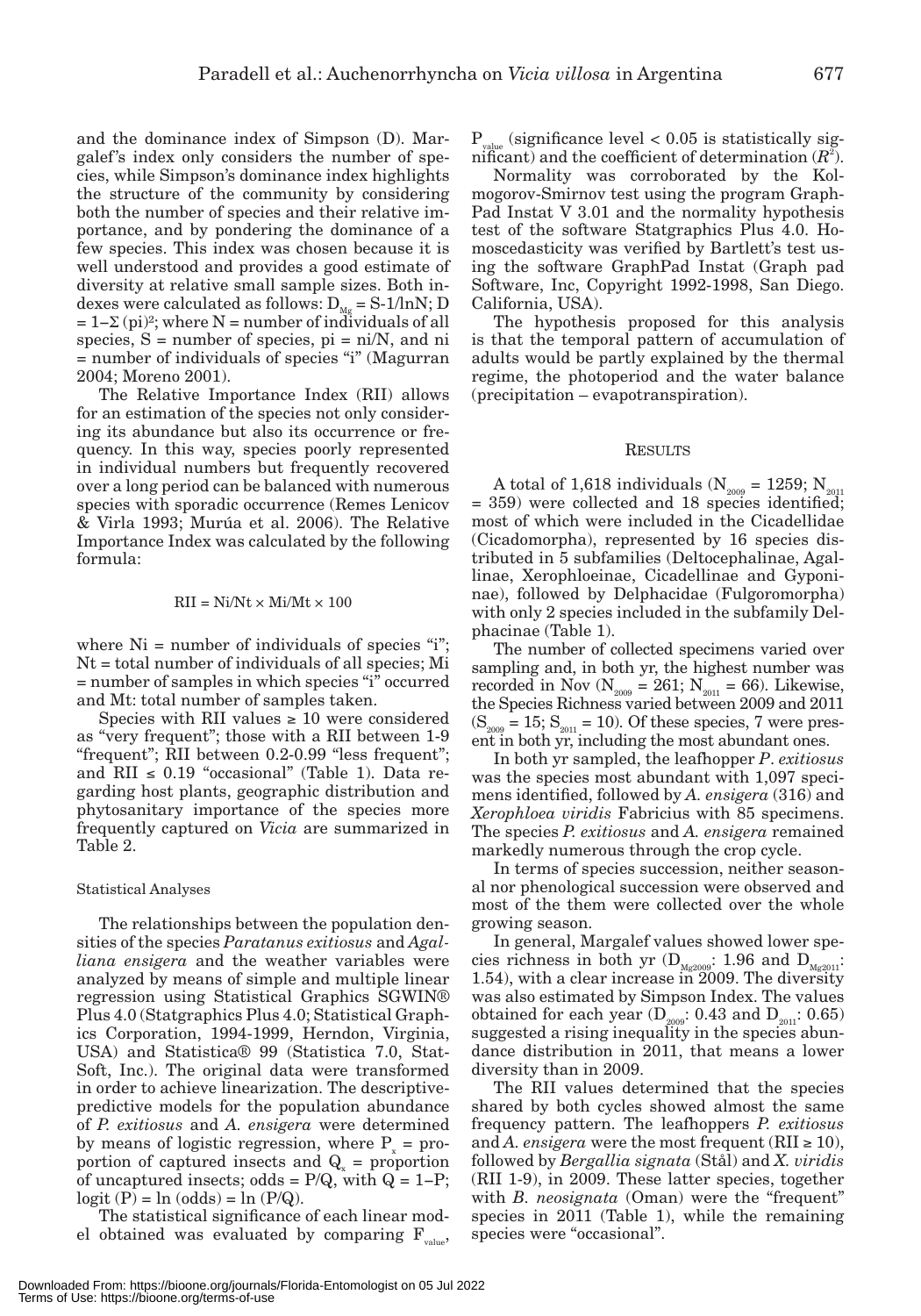and the dominance index of Simpson (D). Margalef's index only considers the number of species, while Simpson's dominance index highlights the structure of the community by considering both the number of species and their relative importance, and by pondering the dominance of a few species. This index was chosen because it is well understood and provides a good estimate of diversity at relative small sample sizes. Both indexes were calculated as follows: $D_{Mg} = S\text{-}1/\ln N$; $D = 1 - \Sigma (pi)^2$; where N = number of individuals of all species, S = number of species, pi = ni/N, and ni = number of individuals of species "i" (Magurran 2004; Moreno 2001).

The Relative Importance Index (RII) allows for an estimation of the species not only considering its abundance but also its occurrence or frequency. In this way, species poorly represented in individual numbers but frequently recovered over a long period can be balanced with numerous species with sporadic occurrence (Remes Lenicov & Virla 1993; Murúa et al. 2006). The Relative Importance Index was calculated by the following formula:

$$RII = Ni/Nt \times Mi/Mt \times 100$$

where Ni = number of individuals of species "i"; Nt = total number of individuals of all species; Mi = number of samples in which species "i" occurred and Mt: total number of samples taken.

Species with RII values ≥ 10 were considered as "very frequent"; those with a RII between 1-9 "frequent"; RII between 0.2-0.99 "less frequent"; and RII ≤ 0.19 "occasional" (Table 1). Data regarding host plants, geographic distribution and phytosanitary importance of the species more frequently captured on *Vicia* are summarized in Table 2.

### Statistical Analyses

The relationships between the population densities of the species *Paratanus exitiosus* and *Agalliana ensigera* and the weather variables were analyzed by means of simple and multiple linear regression using Statistical Graphics SGWIN® Plus 4.0 (Statgraphics Plus 4.0; Statistical Graphics Corporation, 1994-1999, Herndon, Virginia, USA) and Statistica® 99 (Statistica 7.0, StatSoft, Inc.). The original data were transformed in order to achieve linearization. The descriptive-predictive models for the population abundance of *P. exitiosus* and *A. ensigera* were determined by means of logistic regression, where $P_x$ = proportion of captured insects and $Q_x$ = proportion of uncaptured insects; odds = P/Q, with Q = 1–P; logit (P) = ln (odds) = ln (P/Q).

The statistical significance of each linear model obtained was evaluated by comparing $F_{value}$, $P_{value}$ (significance level < 0.05 is statistically significant) and the coefficient of determination ($R^2$).

Normality was corroborated by the Kolmogorov-Smirnov test using the program GraphPad Instat V 3.01 and the normality hypothesis test of the software Statgraphics Plus 4.0. Homoscedasticity was verified by Bartlett's test using the software GraphPad Instat (Graph pad Software, Inc, Copyright 1992-1998, San Diego. California, USA).

The hypothesis proposed for this analysis is that the temporal pattern of accumulation of adults would be partly explained by the thermal regime, the photoperiod and the water balance (precipitation – evapotranspiration).

## Results

A total of 1,618 individuals ($N_{2009} = 1259$; $N_{2011} = 359$) were collected and 18 species identified; most of which were included in the Cicadellidae (Cicadomorpha), represented by 16 species distributed in 5 subfamilies (Deltocephalinae, Agallinae, Xerophloeinae, Cicadellinae and Gyponinae), followed by Delphacidae (Fulgoromorpha) with only 2 species included in the subfamily Delphacinae (Table 1).

The number of collected specimens varied over sampling and, in both yr, the highest number was recorded in Nov ($N_{2009} = 261$; $N_{2011} = 66$). Likewise, the Species Richness varied between 2009 and 2011 ($S_{2009} = 15$; $S_{2011} = 10$). Of these species, 7 were present in both yr, including the most abundant ones.

In both yr sampled, the leafhopper *P. exitiosus* was the species most abundant with 1,097 specimens identified, followed by *A. ensigera* (316) and *Xerophloea viridis* Fabricius with 85 specimens. The species *P. exitiosus* and *A. ensigera* remained markedly numerous through the crop cycle.

In terms of species succession, neither seasonal nor phenological succession were observed and most of the them were collected over the whole growing season.

In general, Margalef values showed lower species richness in both yr ($D_{Mg2009}$: 1.96 and $D_{Mg2011}$: 1.54), with a clear increase in 2009. The diversity was also estimated by Simpson Index. The values obtained for each year ($D_{2009}$: 0.43 and $D_{2011}$: 0.65) suggested a rising inequality in the species abundance distribution in 2011, that means a lower diversity than in 2009.

The RII values determined that the species shared by both cycles showed almost the same frequency pattern. The leafhoppers *P. exitiosus* and *A. ensigera* were the most frequent (RII ≥ 10), followed by *Bergallia signata* (Stål) and *X. viridis* (RII 1-9), in 2009. These latter species, together with *B. neosignata* (Oman) were the "frequent" species in 2011 (Table 1), while the remaining species were "occasional".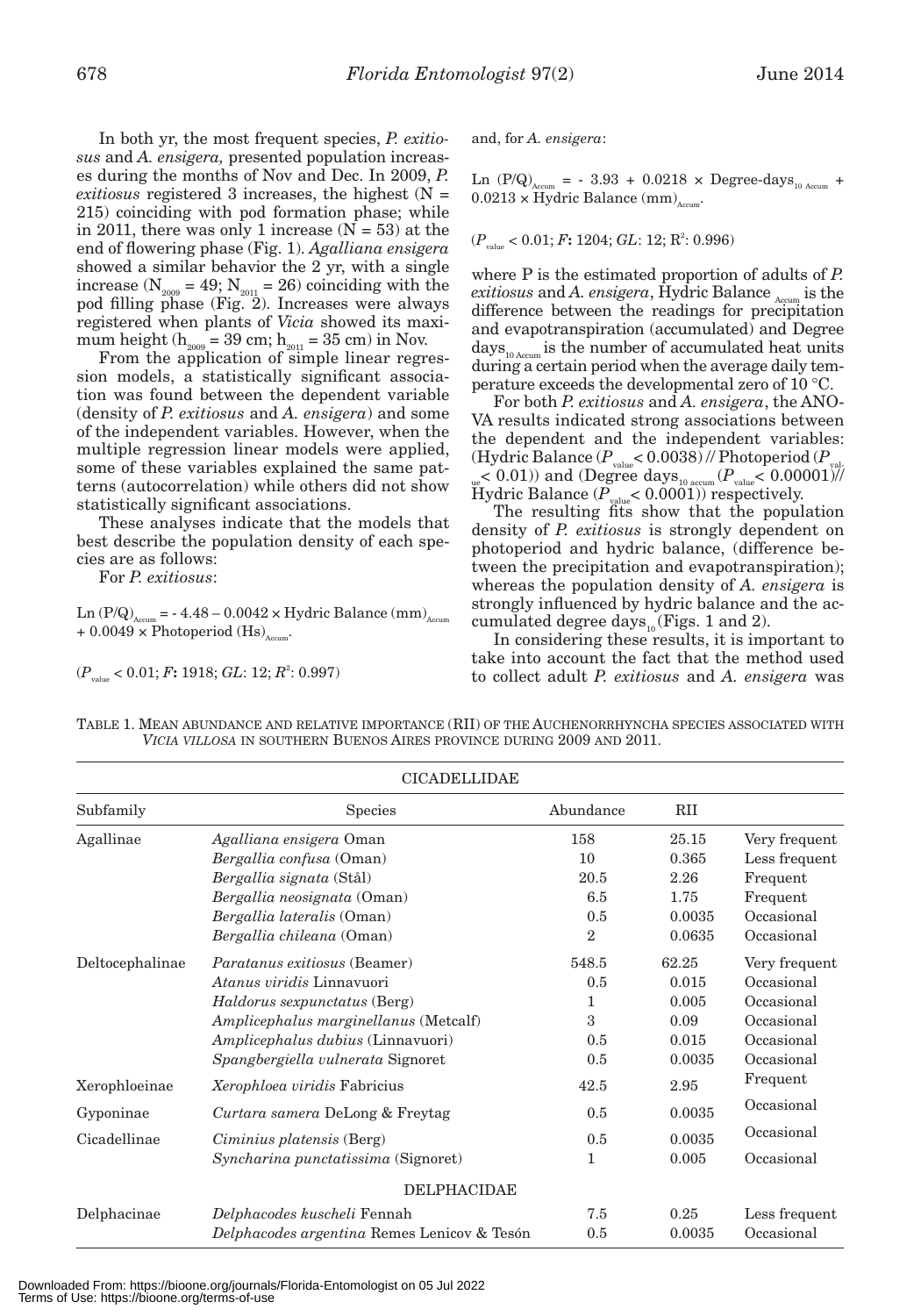In both yr, the most frequent species, *P. exitiosus* and *A. ensigera,* presented population increases during the months of Nov and Dec. In 2009, *P. exitiosus* registered 3 increases, the highest (N = 215) coinciding with pod formation phase; while in 2011, there was only 1 increase (N = 53) at the end of flowering phase (Fig. 1). *Agalliana ensigera* showed a similar behavior the 2 yr, with a single increase ($N_{2009}$ = 49; $N_{2011}$ = 26) coinciding with the pod filling phase (Fig. 2). Increases were always registered when plants of *Vicia* showed its maximum height ($h_{2009}$ = 39 cm; $h_{2011}$ = 35 cm) in Nov.

From the application of simple linear regression models, a statistically significant association was found between the dependent variable (density of *P. exitiosus* and *A. ensigera*) and some of the independent variables. However, when the multiple regression linear models were applied, some of these variables explained the same patterns (autocorrelation) while others did not show statistically significant associations.

These analyses indicate that the models that best describe the population density of each species are as follows:

For *P. exitiosus*:

$$\text{Ln}\,(P/Q)_{Accum} = -4.48 - 0.0042 \times \text{Hydric Balance (mm)}_{Accum} + 0.0049 \times \text{Photoperiod (Hs)}_{Accum}.$$

($P_{value} < 0.01$; *F***:** 1918; *GL*: 12; $R^2$: 0.997)

and, for *A. ensigera*:

$$\text{Ln}\,(P/Q)_{Accum} = -3.93 + 0.0218 \times \text{Degree-days}_{10\,Accum} + 0.0213 \times \text{Hydric Balance (mm)}_{Accum}.$$

($P_{value} < 0.01$; *F***:** 1204; *GL*: 12; $R^2$: 0.996)

where P is the estimated proportion of adults of *P. exitiosus* and *A. ensigera*, Hydric Balance $_{Accum}$ is the difference between the readings for precipitation and evapotranspiration (accumulated) and Degree days$_{10\,Accum}$ is the number of accumulated heat units during a certain period when the average daily temperature exceeds the developmental zero of 10 °C.

For both *P. exitiosus* and *A. ensigera*, the ANOVA results indicated strong associations between the dependent and the independent variables: (Hydric Balance ($P_{value} < 0.0038$) // Photoperiod ($P_{value} < 0.01$)) and (Degree days$_{10\,accum}$ ($P_{value} < 0.00001$)// Hydric Balance ($P_{value} < 0.0001$)) respectively.

The resulting fits show that the population density of *P. exitiosus* is strongly dependent on photoperiod and hydric balance, (difference between the precipitation and evapotranspiration); whereas the population density of *A. ensigera* is strongly influenced by hydric balance and the accumulated degree days$_{10}$ (Figs. 1 and 2).

In considering these results, it is important to take into account the fact that the method used to collect adult *P. exitiosus* and *A. ensigera* was

TABLE 1. MEAN ABUNDANCE AND RELATIVE IMPORTANCE (RII) OF THE AUCHENORRHYNCHA SPECIES ASSOCIATED WITH *VICIA VILLOSA* IN SOUTHERN BUENOS AIRES PROVINCE DURING 2009 AND 2011.

| CICADELLIDAE | | | | |
|---|---|---|---|---|
| Subfamily | Species | Abundance | RII | |
| Agallinae | *Agalliana ensigera* Oman | 158 | 25.15 | Very frequent |
| | *Bergallia confusa* (Oman) | 10 | 0.365 | Less frequent |
| | *Bergallia signata* (Stål) | 20.5 | 2.26 | Frequent |
| | *Bergallia neosignata* (Oman) | 6.5 | 1.75 | Frequent |
| | *Bergallia lateralis* (Oman) | 0.5 | 0.0035 | Occasional |
| | *Bergallia chileana* (Oman) | 2 | 0.0635 | Occasional |
| Deltocephalinae | *Paratanus exitiosus* (Beamer) | 548.5 | 62.25 | Very frequent |
| | *Atanus viridis* Linnavuori | 0.5 | 0.015 | Occasional |
| | *Haldorus sexpunctatus* (Berg) | 1 | 0.005 | Occasional |
| | *Amplicephalus marginellanus* (Metcalf) | 3 | 0.09 | Occasional |
| | *Amplicephalus dubius* (Linnavuori) | 0.5 | 0.015 | Occasional |
| | *Spangbergiella vulnerata* Signoret | 0.5 | 0.0035 | Occasional |
| Xerophloeinae | *Xerophloea viridis* Fabricius | 42.5 | 2.95 | Frequent |
| Gyponinae | *Curtara samera* DeLong & Freytag | 0.5 | 0.0035 | Occasional |
| Cicadellinae | *Ciminius platensis* (Berg) | 0.5 | 0.0035 | Occasional |
| | *Syncharina punctatissima* (Signoret) | 1 | 0.005 | Occasional |
| DELPHACIDAE | | | | |
| Delphacinae | *Delphacodes kuscheli* Fennah | 7.5 | 0.25 | Less frequent |
| | *Delphacodes argentina* Remes Lenicov & Tesón | 0.5 | 0.0035 | Occasional |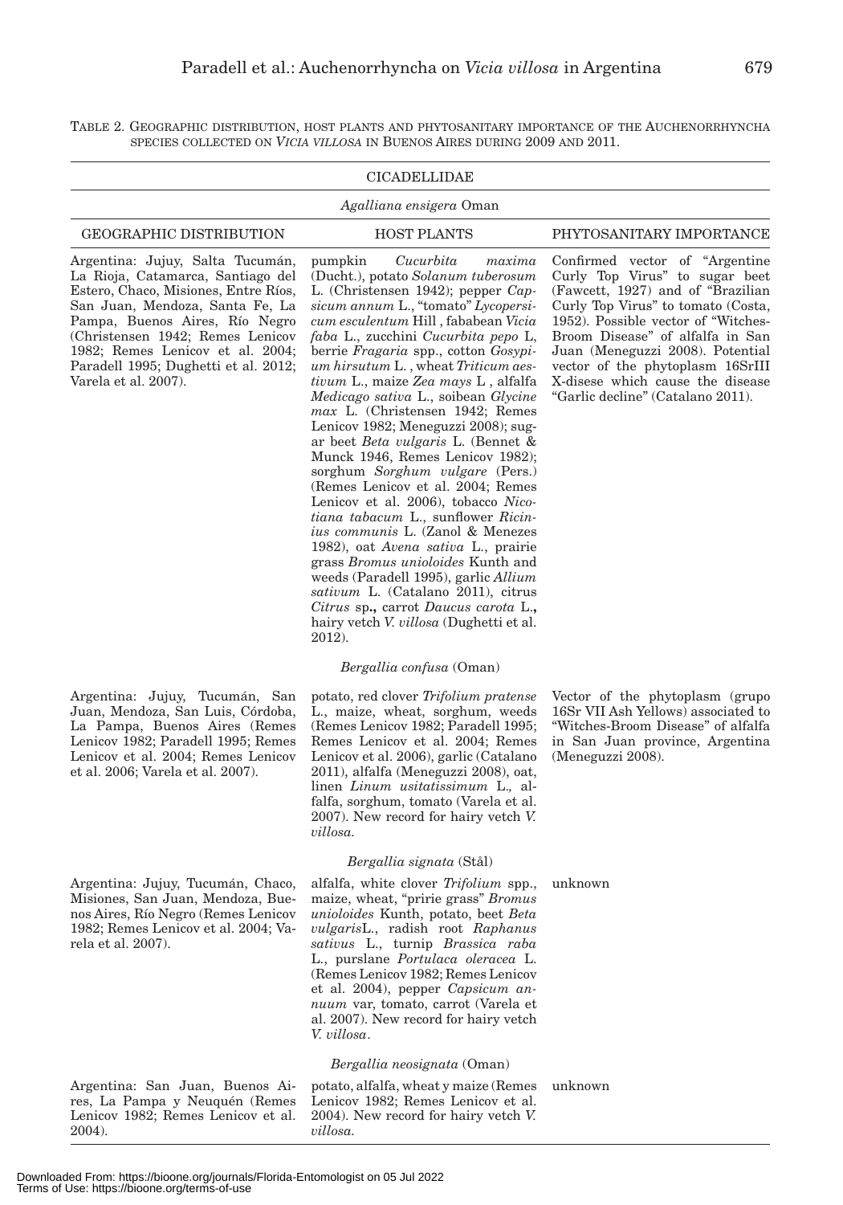TABLE 2. GEOGRAPHIC DISTRIBUTION, HOST PLANTS AND PHYTOSANITARY IMPORTANCE OF THE AUCHENORRHYNCHA SPECIES COLLECTED ON *VICIA VILLOSA* IN BUENOS AIRES DURING 2009 AND 2011.

| CICADELLIDAE | | |
|---|---|---|
| *Agalliana ensigera* Oman | | |
| GEOGRAPHIC DISTRIBUTION | HOST PLANTS | PHYTOSANITARY IMPORTANCE |
| Argentina: Jujuy, Salta Tucumán, La Rioja, Catamarca, Santiago del Estero, Chaco, Misiones, Entre Ríos, San Juan, Mendoza, Santa Fe, La Pampa, Buenos Aires, Río Negro (Christensen 1942; Remes Lenicov 1982; Remes Lenicov et al. 2004; Paradell 1995; Dughetti et al. 2012; Varela et al. 2007). | pumpkin *Cucurbita maxima* (Ducht.), potato *Solanum tuberosum* L. (Christensen 1942); pepper *Capsicum annum* L., "tomato" *Lycopersicum esculentum* Hill , fababean *Vicia faba* L., zucchini *Cucurbita pepo* L, berrie *Fragaria* spp., cotton *Gosypium hirsutum* L. , wheat *Triticum aestivum* L., maize *Zea mays* L , alfalfa *Medicago sativa* L., soibean *Glycine max* L. (Christensen 1942; Remes Lenicov 1982; Meneguzzi 2008); sugar beet *Beta vulgaris* L. (Bennet & Munck 1946, Remes Lenicov 1982); sorghum *Sorghum vulgare* (Pers.) (Remes Lenicov et al. 2004; Remes Lenicov et al. 2006), tobacco *Nicotiana tabacum* L., sunflower *Ricinius communis* L. (Zanol & Menezes 1982), oat *Avena sativa* L., prairie grass *Bromus unioloides* Kunth and weeds (Paradell 1995), garlic *Allium sativum* L. (Catalano 2011), citrus *Citrus* sp**.,** carrot *Daucus carota* L.**,** hairy vetch *V. villosa* (Dughetti et al. 2012). | Confirmed vector of "Argentine Curly Top Virus" to sugar beet (Fawcett, 1927) and of "Brazilian Curly Top Virus" to tomato (Costa, 1952). Possible vector of "Witches-Broom Disease" of alfalfa in San Juan (Meneguzzi 2008). Potential vector of the phytoplasm 16SrIII X-disese which cause the disease "Garlic decline" (Catalano 2011). |
| *Bergallia confusa* (Oman) | | |
| Argentina: Jujuy, Tucumán, San Juan, Mendoza, San Luis, Córdoba, La Pampa, Buenos Aires (Remes Lenicov 1982; Paradell 1995; Remes Lenicov et al. 2004; Remes Lenicov et al. 2006; Varela et al. 2007). | potato, red clover *Trifolium pratense* L., maize, wheat, sorghum, weeds (Remes Lenicov 1982; Paradell 1995; Remes Lenicov et al. 2004; Remes Lenicov et al. 2006), garlic (Catalano 2011), alfalfa (Meneguzzi 2008), oat, linen *Linum usitatissimum* L.*,* alfalfa, sorghum, tomato (Varela et al. 2007). New record for hairy vetch *V. villosa.* | Vector of the phytoplasm (grupo 16Sr VII Ash Yellows) associated to "Witches-Broom Disease" of alfalfa in San Juan province, Argentina (Meneguzzi 2008). |
| *Bergallia signata* (Stål) | | |
| Argentina: Jujuy, Tucumán, Chaco, Misiones, San Juan, Mendoza, Buenos Aires, Río Negro (Remes Lenicov 1982; Remes Lenicov et al. 2004; Varela et al. 2007). | alfalfa, white clover *Trifolium* spp., maize, wheat, "pririe grass" *Bromus unioloides* Kunth, potato, beet *Beta vulgaris*L., radish root *Raphanus sativus* L., turnip *Brassica raba* L., purslane *Portulaca oleracea* L. (Remes Lenicov 1982; Remes Lenicov et al. 2004), pepper *Capsicum annuum* var, tomato, carrot (Varela et al. 2007). New record for hairy vetch *V. villosa*. | unknown |
| *Bergallia neosignata* (Oman) | | |
| Argentina: San Juan, Buenos Aires, La Pampa y Neuquén (Remes Lenicov 1982; Remes Lenicov et al. 2004). | potato, alfalfa, wheat y maize (Remes Lenicov 1982; Remes Lenicov et al. 2004). New record for hairy vetch *V. villosa.* | unknown |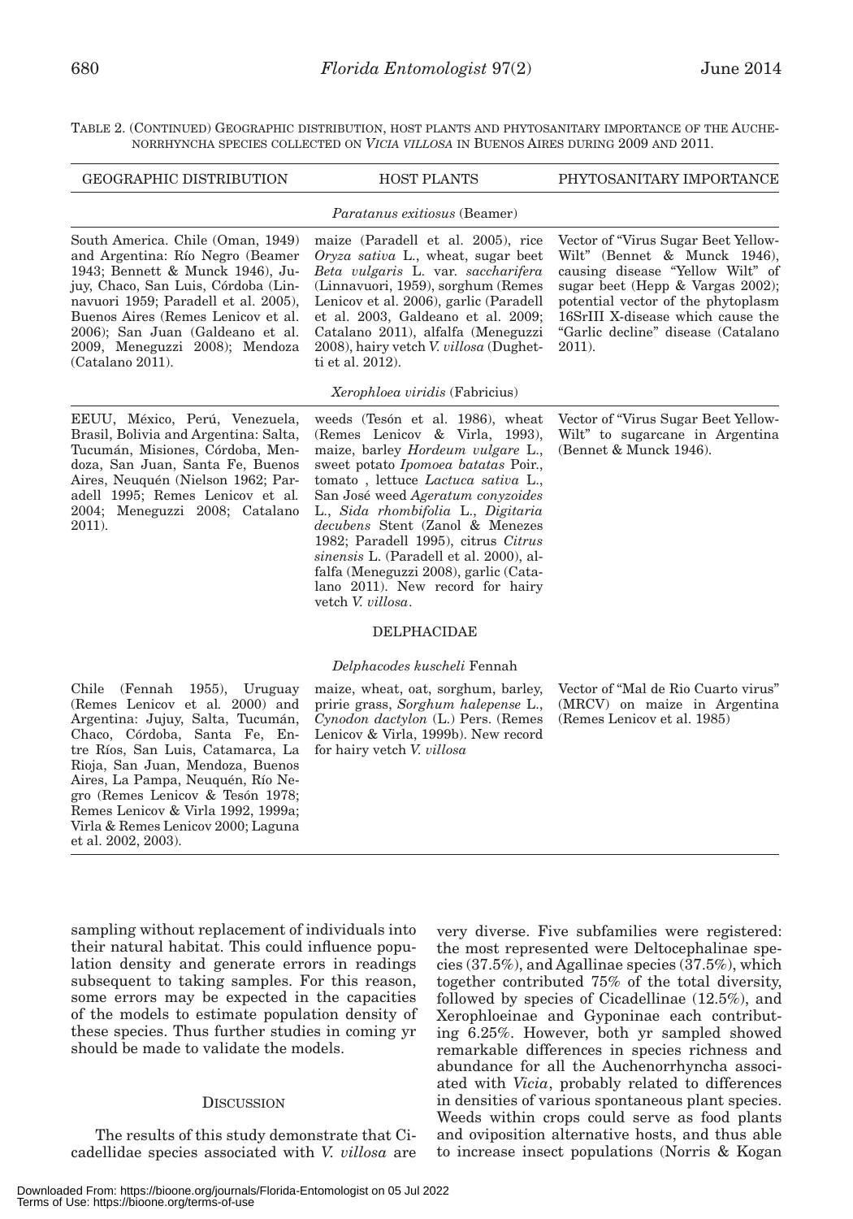TABLE 2. (CONTINUED) GEOGRAPHIC DISTRIBUTION, HOST PLANTS AND PHYTOSANITARY IMPORTANCE OF THE AUCHENORRHYNCHA SPECIES COLLECTED ON *VICIA VILLOSA* IN BUENOS AIRES DURING 2009 AND 2011.

| GEOGRAPHIC DISTRIBUTION | HOST PLANTS | PHYTOSANITARY IMPORTANCE |
|---|---|---|
| | *Paratanus exitiosus* (Beamer) | |
| South America. Chile (Oman, 1949) and Argentina: Río Negro (Beamer 1943; Bennett & Munck 1946), Jujuy, Chaco, San Luis, Córdoba (Linnavuori 1959; Paradell et al. 2005), Buenos Aires (Remes Lenicov et al. 2006); San Juan (Galdeano et al. 2009, Meneguzzi 2008); Mendoza (Catalano 2011). | maize (Paradell et al. 2005), rice *Oryza sativa* L., wheat, sugar beet *Beta vulgaris* L. var. *saccharifera* (Linnavuori, 1959), sorghum (Remes Lenicov et al. 2006), garlic (Paradell et al. 2003, Galdeano et al. 2009; Catalano 2011), alfalfa (Meneguzzi 2008), hairy vetch *V. villosa* (Dughetti et al. 2012). | Vector of "Virus Sugar Beet Yellow-Wilt" (Bennet & Munck 1946), causing disease "Yellow Wilt" of sugar beet (Hepp & Vargas 2002); potential vector of the phytoplasm 16SrIII X-disease which cause the "Garlic decline" disease (Catalano 2011). |
| | *Xerophloea viridis* (Fabricius) | |
| EEUU, México, Perú, Venezuela, Brasil, Bolivia and Argentina: Salta, Tucumán, Misiones, Córdoba, Mendoza, San Juan, Santa Fe, Buenos Aires, Neuquén (Nielson 1962; Paradell 1995; Remes Lenicov et al. 2004; Meneguzzi 2008; Catalano 2011). | weeds (Tesón et al. 1986), wheat (Remes Lenicov & Virla, 1993), maize, barley *Hordeum vulgare* L., sweet potato *Ipomoea batatas* Poir., tomato , lettuce *Lactuca sativa* L., San José weed *Ageratum conyzoides* L., *Sida rhombifolia* L., *Digitaria decubens* Stent (Zanol & Menezes 1982; Paradell 1995), citrus *Citrus sinensis* L. (Paradell et al. 2000), alfalfa (Meneguzzi 2008), garlic (Catalano 2011). New record for hairy vetch *V. villosa*. | Vector of "Virus Sugar Beet Yellow-Wilt" to sugarcane in Argentina (Bennet & Munck 1946). |
| | DELPHACIDAE | |
| | *Delphacodes kuscheli* Fennah | |
| Chile (Fennah 1955), Uruguay (Remes Lenicov et al. 2000) and Argentina: Jujuy, Salta, Tucumán, Chaco, Córdoba, Santa Fe, Entre Ríos, San Luis, Catamarca, La Rioja, San Juan, Mendoza, Buenos Aires, La Pampa, Neuquén, Río Negro (Remes Lenicov & Tesón 1978; Remes Lenicov & Virla 1992, 1999a; Virla & Remes Lenicov 2000; Laguna et al. 2002, 2003). | maize, wheat, oat, sorghum, barley, pririe grass, *Sorghum halepense* L., *Cynodon dactylon* (L.) Pers. (Remes Lenicov & Virla, 1999b). New record for hairy vetch *V. villosa* | Vector of "Mal de Rio Cuarto virus" (MRCV) on maize in Argentina (Remes Lenicov et al. 1985) |

sampling without replacement of individuals into their natural habitat. This could influence population density and generate errors in readings subsequent to taking samples. For this reason, some errors may be expected in the capacities of the models to estimate population density of these species. Thus further studies in coming yr should be made to validate the models.

## DISCUSSION

The results of this study demonstrate that Cicadellidae species associated with *V. villosa* are very diverse. Five subfamilies were registered: the most represented were Deltocephalinae species (37.5%), and Agallinae species (37.5%), which together contributed 75% of the total diversity, followed by species of Cicadellinae (12.5%), and Xerophloeinae and Gyponinae each contributing 6.25%. However, both yr sampled showed remarkable differences in species richness and abundance for all the Auchenorrhyncha associated with *Vicia*, probably related to differences in densities of various spontaneous plant species. Weeds within crops could serve as food plants and oviposition alternative hosts, and thus able to increase insect populations (Norris & Kogan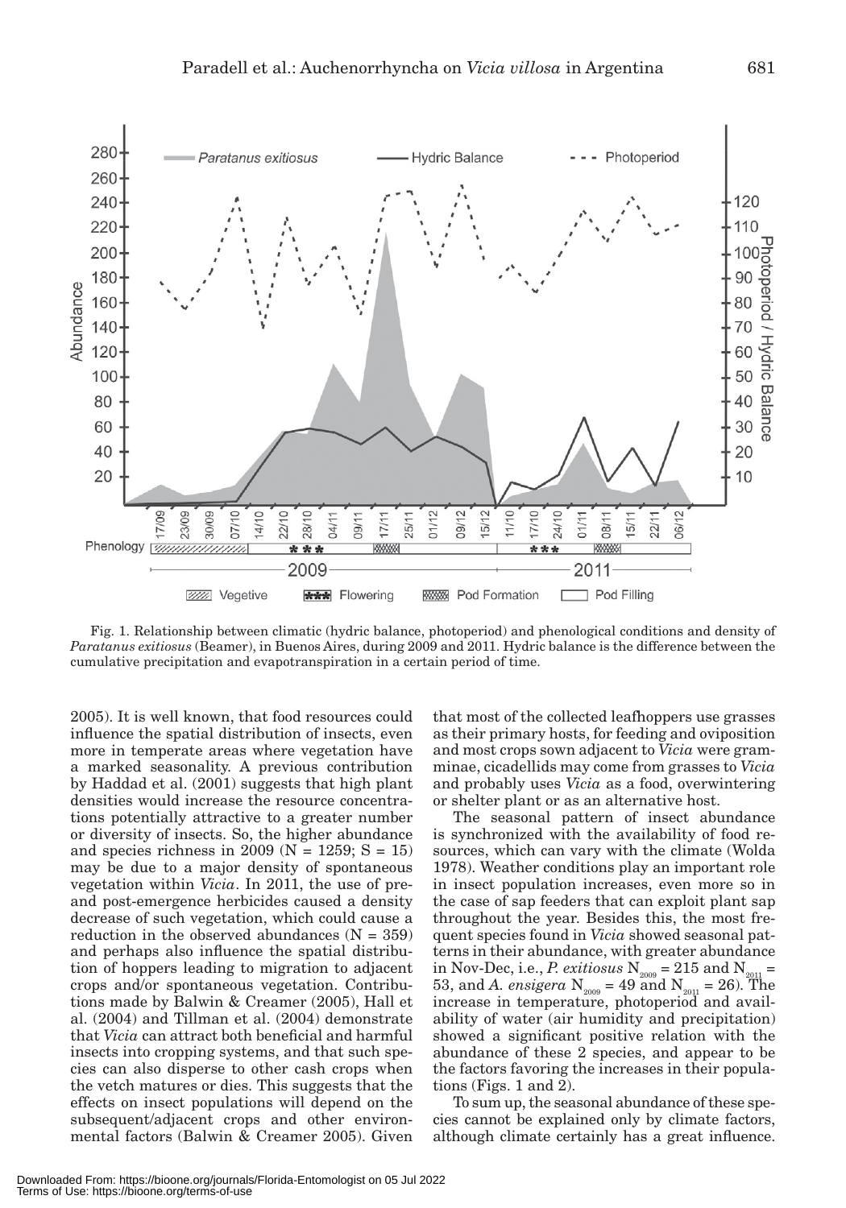Fig. 1. Relationship between climatic (hydric balance, photoperiod) and phenological conditions and density of *Paratanus exitiosus* (Beamer), in Buenos Aires, during 2009 and 2011. Hydric balance is the difference between the cumulative precipitation and evapotranspiration in a certain period of time.

2005). It is well known, that food resources could influence the spatial distribution of insects, even more in temperate areas where vegetation have a marked seasonality. A previous contribution by Haddad et al. (2001) suggests that high plant densities would increase the resource concentrations potentially attractive to a greater number or diversity of insects. So, the higher abundance and species richness in 2009 (N = 1259; S = 15) may be due to a major density of spontaneous vegetation within *Vicia*. In 2011, the use of pre- and post-emergence herbicides caused a density decrease of such vegetation, which could cause a reduction in the observed abundances (N = 359) and perhaps also influence the spatial distribution of hoppers leading to migration to adjacent crops and/or spontaneous vegetation. Contributions made by Balwin & Creamer (2005), Hall et al. (2004) and Tillman et al. (2004) demonstrate that *Vicia* can attract both beneficial and harmful insects into cropping systems, and that such species can also disperse to other cash crops when the vetch matures or dies. This suggests that the effects on insect populations will depend on the subsequent/adjacent crops and other environmental factors (Balwin & Creamer 2005). Given that most of the collected leafhoppers use grasses as their primary hosts, for feeding and oviposition and most crops sown adjacent to *Vicia* were gramminae, cicadellids may come from grasses to *Vicia* and probably uses *Vicia* as a food, overwintering or shelter plant or as an alternative host.

The seasonal pattern of insect abundance is synchronized with the availability of food resources, which can vary with the climate (Wolda 1978). Weather conditions play an important role in insect population increases, even more so in the case of sap feeders that can exploit plant sap throughout the year. Besides this, the most frequent species found in *Vicia* showed seasonal patterns in their abundance, with greater abundance in Nov-Dec, i.e., *P. exitiosus* $N_{2009} = 215$ and $N_{2011} = 53$, and *A. ensigera* $N_{2009} = 49$ and $N_{2011} = 26$). The increase in temperature, photoperiod and availability of water (air humidity and precipitation) showed a significant positive relation with the abundance of these 2 species, and appear to be the factors favoring the increases in their populations (Figs. 1 and 2).

To sum up, the seasonal abundance of these species cannot be explained only by climate factors, although climate certainly has a great influence.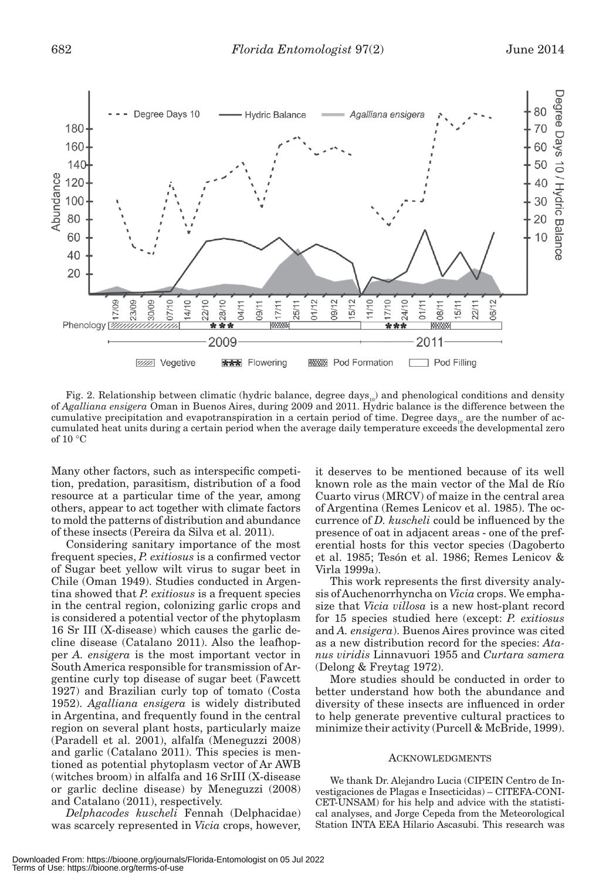Fig. 2. Relationship between climatic (hydric balance, degree days$_{10}$) and phenological conditions and density of *Agalliana ensigera* Oman in Buenos Aires, during 2009 and 2011. Hydric balance is the difference between the cumulative precipitation and evapotranspiration in a certain period of time. Degree days$_{10}$ are the number of accumulated heat units during a certain period when the average daily temperature exceeds the developmental zero of 10 °C

Many other factors, such as interspecific competition, predation, parasitism, distribution of a food resource at a particular time of the year, among others, appear to act together with climate factors to mold the patterns of distribution and abundance of these insects (Pereira da Silva et al. 2011).

Considering sanitary importance of the most frequent species, *P. exitiosus* is a confirmed vector of Sugar beet yellow wilt virus to sugar beet in Chile (Oman 1949). Studies conducted in Argentina showed that *P. exitiosus* is a frequent species in the central region, colonizing garlic crops and is considered a potential vector of the phytoplasm 16 Sr III (X-disease) which causes the garlic decline disease (Catalano 2011). Also the leafhopper *A. ensigera* is the most important vector in South America responsible for transmission of Argentine curly top disease of sugar beet (Fawcett 1927) and Brazilian curly top of tomato (Costa 1952). *Agalliana ensigera* is widely distributed in Argentina, and frequently found in the central region on several plant hosts, particularly maize (Paradell et al. 2001), alfalfa (Meneguzzi 2008) and garlic (Catalano 2011). This species is mentioned as potential phytoplasm vector of Ar AWB (witches broom) in alfalfa and 16 SrIII (X-disease or garlic decline disease) by Meneguzzi (2008) and Catalano (2011), respectively.

*Delphacodes kuscheli* Fennah (Delphacidae) was scarcely represented in *Vicia* crops, however, it deserves to be mentioned because of its well known role as the main vector of the Mal de Río Cuarto virus (MRCV) of maize in the central area of Argentina (Remes Lenicov et al. 1985). The occurrence of *D. kuscheli* could be influenced by the presence of oat in adjacent areas - one of the preferential hosts for this vector species (Dagoberto et al. 1985; Tesón et al. 1986; Remes Lenicov & Virla 1999a).

This work represents the first diversity analysis of Auchenorrhyncha on *Vicia* crops. We emphasize that *Vicia villosa* is a new host-plant record for 15 species studied here (except: *P. exitiosus* and *A. ensigera*). Buenos Aires province was cited as a new distribution record for the species: *Atanus viridis* Linnavuori 1955 and *Curtara samera* (Delong & Freytag 1972).

More studies should be conducted in order to better understand how both the abundance and diversity of these insects are influenced in order to help generate preventive cultural practices to minimize their activity (Purcell & McBride, 1999).

## ACKNOWLEDGMENTS

We thank Dr. Alejandro Lucia (CIPEIN Centro de Investigaciones de Plagas e Insecticidas) – CITEFA-CONICET-UNSAM) for his help and advice with the statistical analyses, and Jorge Cepeda from the Meteorological Station INTA EEA Hilario Ascasubi. This research was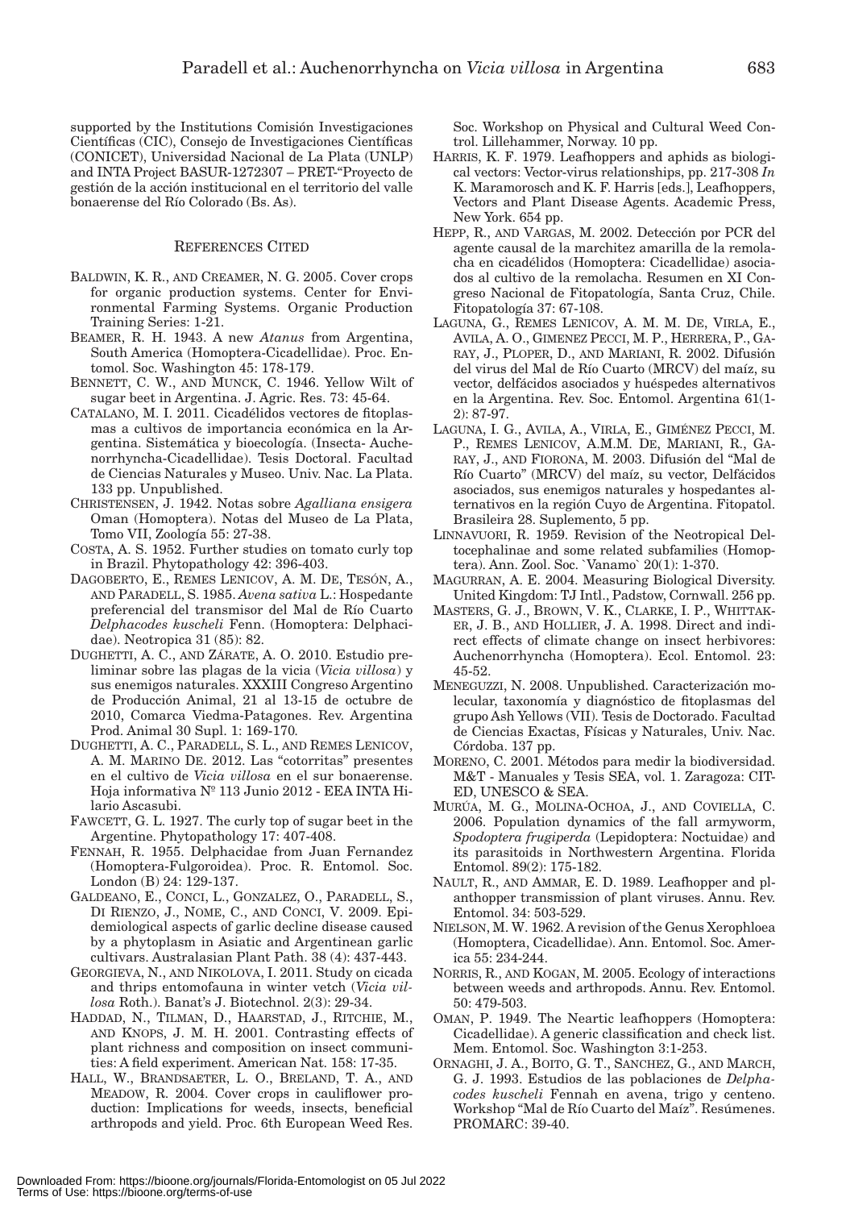supported by the Institutions Comisión Investigaciones Científicas (CIC), Consejo de Investigaciones Científicas (CONICET), Universidad Nacional de La Plata (UNLP) and INTA Project BASUR-1272307 – PRET-"Proyecto de gestión de la acción institucional en el territorio del valle bonaerense del Río Colorado (Bs. As).

## References Cited

BALDWIN, K. R., AND CREAMER, N. G. 2005. Cover crops for organic production systems. Center for Environmental Farming Systems. Organic Production Training Series: 1-21.

BEAMER, R. H. 1943. A new *Atanus* from Argentina, South America (Homoptera-Cicadellidae). Proc. Entomol. Soc. Washington 45: 178-179.

BENNETT, C. W., AND MUNCK, C. 1946. Yellow Wilt of sugar beet in Argentina. J. Agric. Res. 73: 45-64.

CATALANO, M. I. 2011. Cicadélidos vectores de fitoplasmas a cultivos de importancia económica en la Argentina. Sistemática y bioecología. (Insecta- Auchenorrhyncha-Cicadellidae). Tesis Doctoral. Facultad de Ciencias Naturales y Museo. Univ. Nac. La Plata. 133 pp. Unpublished.

CHRISTENSEN, J. 1942. Notas sobre *Agalliana ensigera* Oman (Homoptera). Notas del Museo de La Plata, Tomo VII, Zoología 55: 27-38.

COSTA, A. S. 1952. Further studies on tomato curly top in Brazil. Phytopathology 42: 396-403.

DAGOBERTO, E., REMES LENICOV, A. M. DE, TESÓN, A., AND PARADELL, S. 1985. *Avena sativa* L.: Hospedante preferencial del transmisor del Mal de Río Cuarto *Delphacodes kuscheli* Fenn. (Homoptera: Delphacidae). Neotropica 31 (85): 82.

DUGHETTI, A. C., AND ZÁRATE, A. O. 2010. Estudio preliminar sobre las plagas de la vicia (*Vicia villosa*) y sus enemigos naturales. XXXIII Congreso Argentino de Producción Animal, 21 al 13-15 de octubre de 2010, Comarca Viedma-Patagones. Rev. Argentina Prod. Animal 30 Supl. 1: 169-170.

DUGHETTI, A. C., PARADELL, S. L., AND REMES LENICOV, A. M. MARINO DE. 2012. Las "cotorritas" presentes en el cultivo de *Vicia villosa* en el sur bonaerense. Hoja informativa Nº 113 Junio 2012 - EEA INTA Hilario Ascasubi.

FAWCETT, G. L. 1927. The curly top of sugar beet in the Argentine. Phytopathology 17: 407-408.

FENNAH, R. 1955. Delphacidae from Juan Fernandez (Homoptera-Fulgoroidea). Proc. R. Entomol. Soc. London (B) 24: 129-137.

GALDEANO, E., CONCI, L., GONZALEZ, O., PARADELL, S., DI RIENZO, J., NOME, C., AND CONCI, V. 2009. Epidemiological aspects of garlic decline disease caused by a phytoplasm in Asiatic and Argentinean garlic cultivars. Australasian Plant Path. 38 (4): 437-443.

GEORGIEVA, N., AND NIKOLOVA, I. 2011. Study on cicada and thrips entomofauna in winter vetch (*Vicia villosa* Roth.). Banat's J. Biotechnol. 2(3): 29-34.

HADDAD, N., TILMAN, D., HAARSTAD, J., RITCHIE, M., AND KNOPS, J. M. H. 2001. Contrasting effects of plant richness and composition on insect communities: A field experiment. American Nat. 158: 17-35.

HALL, W., BRANDSAETER, L. O., BRELAND, T. A., AND MEADOW, R. 2004. Cover crops in cauliflower production: Implications for weeds, insects, beneficial arthropods and yield. Proc. 6th European Weed Res. Soc. Workshop on Physical and Cultural Weed Control. Lillehammer, Norway. 10 pp.

HARRIS, K. F. 1979. Leafhoppers and aphids as biological vectors: Vector-virus relationships, pp. 217-308 *In* K. Maramorosch and K. F. Harris [eds.], Leafhoppers, Vectors and Plant Disease Agents. Academic Press, New York. 654 pp.

HEPP, R., AND VARGAS, M. 2002. Detección por PCR del agente causal de la marchitez amarilla de la remolacha en cicadélidos (Homoptera: Cicadellidae) asociados al cultivo de la remolacha. Resumen en XI Congreso Nacional de Fitopatología, Santa Cruz, Chile. Fitopatología 37: 67-108.

LAGUNA, G., REMES LENICOV, A. M. M. DE, VIRLA, E., AVILA, A. O., GIMENEZ PECCI, M. P., HERRERA, P., GARAY, J., PLOPER, D., AND MARIANI, R. 2002. Difusión del virus del Mal de Río Cuarto (MRCV) del maíz, su vector, delfácidos asociados y huéspedes alternativos en la Argentina. Rev. Soc. Entomol. Argentina 61(1-2): 87-97.

LAGUNA, I. G., AVILA, A., VIRLA, E., GIMÉNEZ PECCI, M. P., REMES LENICOV, A.M.M. DE, MARIANI, R., GARAY, J., AND FIORONA, M. 2003. Difusión del "Mal de Río Cuarto" (MRCV) del maíz, su vector, Delfácidos asociados, sus enemigos naturales y hospedantes alternativos en la región Cuyo de Argentina. Fitopatol. Brasileira 28. Suplemento, 5 pp.

LINNAVUORI, R. 1959. Revision of the Neotropical Deltocephalinae and some related subfamilies (Homoptera). Ann. Zool. Soc. `Vanamo` 20(1): 1-370.

MAGURRAN, A. E. 2004. Measuring Biological Diversity. United Kingdom: TJ Intl., Padstow, Cornwall. 256 pp.

MASTERS, G. J., BROWN, V. K., CLARKE, I. P., WHITTAKER, J. B., AND HOLLIER, J. A. 1998. Direct and indirect effects of climate change on insect herbivores: Auchenorrhyncha (Homoptera). Ecol. Entomol. 23: 45-52.

MENEGUZZI, N. 2008. Unpublished. Caracterización molecular, taxonomía y diagnóstico de fitoplasmas del grupo Ash Yellows (VII). Tesis de Doctorado. Facultad de Ciencias Exactas, Físicas y Naturales, Univ. Nac. Córdoba. 137 pp.

MORENO, C. 2001. Métodos para medir la biodiversidad. M&T - Manuales y Tesis SEA, vol. 1. Zaragoza: CIT-ED, UNESCO & SEA.

MURÚA, M. G., MOLINA-OCHOA, J., AND COVIELLA, C. 2006. Population dynamics of the fall armyworm, *Spodoptera frugiperda* (Lepidoptera: Noctuidae) and its parasitoids in Northwestern Argentina. Florida Entomol. 89(2): 175-182.

NAULT, R., AND AMMAR, E. D. 1989. Leafhopper and planthopper transmission of plant viruses. Annu. Rev. Entomol. 34: 503-529.

NIELSON, M. W. 1962. A revision of the Genus Xerophloea (Homoptera, Cicadellidae). Ann. Entomol. Soc. America 55: 234-244.

NORRIS, R., AND KOGAN, M. 2005. Ecology of interactions between weeds and arthropods. Annu. Rev. Entomol. 50: 479-503.

OMAN, P. 1949. The Neartic leafhoppers (Homoptera: Cicadellidae). A generic classification and check list. Mem. Entomol. Soc. Washington 3:1-253.

ORNAGHI, J. A., BOITO, G. T., SANCHEZ, G., AND MARCH, G. J. 1993. Estudios de las poblaciones de *Delphacodes kuscheli* Fennah en avena, trigo y centeno. Workshop "Mal de Río Cuarto del Maíz". Resúmenes. PROMARC: 39-40.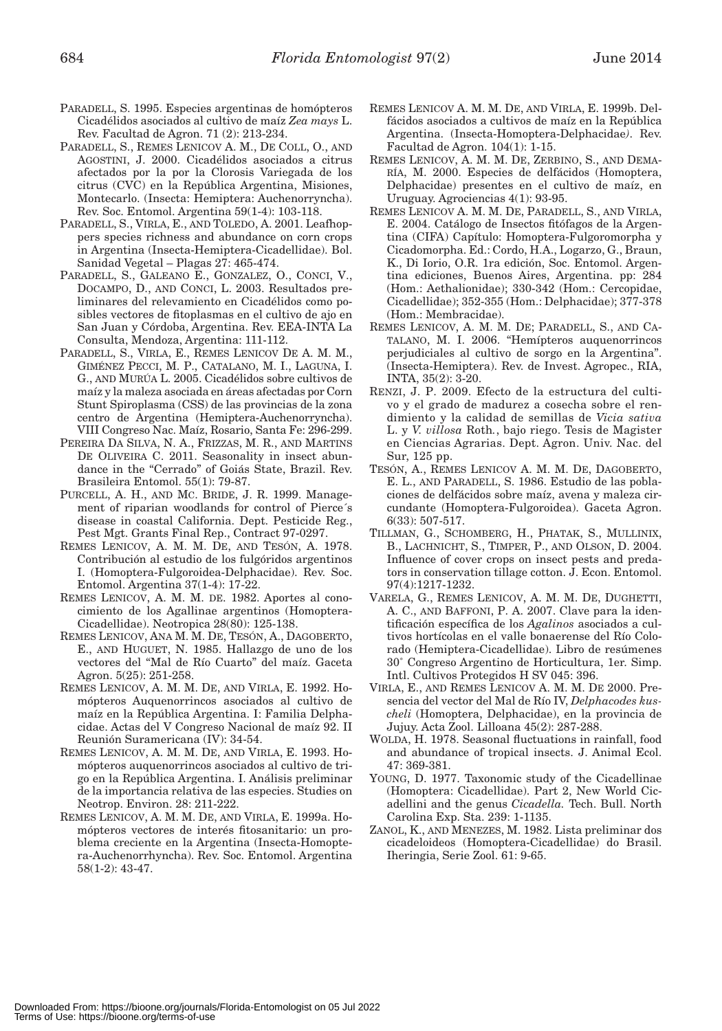PARADELL, S. 1995. Especies argentinas de homópteros Cicadélidos asociados al cultivo de maíz *Zea mays* L. Rev. Facultad de Agron. 71 (2): 213-234.

PARADELL, S., REMES LENICOV A. M., DE COLL, O., AND AGOSTINI, J. 2000. Cicadélidos asociados a citrus afectados por la por la Clorosis Variegada de los citrus (CVC) en la República Argentina, Misiones, Montecarlo. (Insecta: Hemiptera: Auchenorryncha). Rev. Soc. Entomol. Argentina 59(1-4): 103-118.

PARADELL, S., VIRLA, E., AND TOLEDO, A. 2001. Leafhoppers species richness and abundance on corn crops in Argentina (Insecta-Hemiptera-Cicadellidae). Bol. Sanidad Vegetal – Plagas 27: 465-474.

PARADELL, S., GALEANO E., GONZALEZ, O., CONCI, V., DOCAMPO, D., AND CONCI, L. 2003. Resultados preliminares del relevamiento en Cicadélidos como posibles vectores de fitoplasmas en el cultivo de ajo en San Juan y Córdoba, Argentina. Rev. EEA-INTA La Consulta, Mendoza, Argentina: 111-112.

PARADELL, S., VIRLA, E., REMES LENICOV DE A. M. M., GIMÉNEZ PECCI, M. P., CATALANO, M. I., LAGUNA, I. G., AND MURÚA L. 2005. Cicadélidos sobre cultivos de maíz y la maleza asociada en áreas afectadas por Corn Stunt Spiroplasma (CSS) de las provincias de la zona centro de Argentina (Hemiptera-Auchenorryncha). VIII Congreso Nac. Maíz, Rosario, Santa Fe: 296-299.

PEREIRA DA SILVA, N. A., FRIZZAS, M. R., AND MARTINS DE OLIVEIRA C. 2011. Seasonality in insect abundance in the "Cerrado" of Goiás State, Brazil. Rev. Brasileira Entomol. 55(1): 79-87.

PURCELL, A. H., AND MC. BRIDE, J. R. 1999. Management of riparian woodlands for control of Pierce´s disease in coastal California. Dept. Pesticide Reg., Pest Mgt. Grants Final Rep., Contract 97-0297.

REMES LENICOV, A. M. M. DE, AND TESÓN, A. 1978. Contribución al estudio de los fulgóridos argentinos I. (Homoptera-Fulgoroidea-Delphacidae). Rev. Soc. Entomol. Argentina 37(1-4): 17-22.

REMES LENICOV, A. M. M. DE. 1982. Aportes al conocimiento de los Agallinae argentinos (Homoptera-Cicadellidae). Neotropica 28(80): 125-138.

REMES LENICOV, ANA M. M. DE, TESÓN, A., DAGOBERTO, E., AND HUGUET, N. 1985. Hallazgo de uno de los vectores del "Mal de Río Cuarto" del maíz. Gaceta Agron. 5(25): 251-258.

REMES LENICOV, A. M. M. DE, AND VIRLA, E. 1992. Homópteros Auquenorrincos asociados al cultivo de maíz en la República Argentina. I: Familia Delphacidae. Actas del V Congreso Nacional de maíz 92. II Reunión Suramericana (IV): 34-54.

REMES LENICOV, A. M. M. DE, AND VIRLA, E. 1993. Homópteros auquenorrincos asociados al cultivo de trigo en la República Argentina. I. Análisis preliminar de la importancia relativa de las especies. Studies on Neotrop. Environ. 28: 211-222.

REMES LENICOV, A. M. M. DE, AND VIRLA, E. 1999a. Homópteros vectores de interés fitosanitario: un problema creciente en la Argentina (Insecta-Homoptera-Auchenorrhyncha). Rev. Soc. Entomol. Argentina 58(1-2): 43-47.

REMES LENICOV A. M. M. DE, AND VIRLA, E. 1999b. Delfácidos asociados a cultivos de maíz en la República Argentina. (Insecta-Homoptera-Delphacidae*)*. Rev. Facultad de Agron. 104(1): 1-15.

REMES LENICOV, A. M. M. DE, ZERBINO, S., AND DEMARÍA, M. 2000. Especies de delfácidos (Homoptera, Delphacidae) presentes en el cultivo de maíz, en Uruguay. Agrociencias 4(1): 93-95.

REMES LENICOV A. M. M. DE, PARADELL, S., AND VIRLA, E. 2004. Catálogo de Insectos fitófagos de la Argentina (CIFA) Capítulo: Homoptera-Fulgoromorpha y Cicadomorpha. Ed.: Cordo, H.A., Logarzo, G., Braun, K., Di Iorio, O.R. 1ra edición, Soc. Entomol. Argentina ediciones, Buenos Aires, Argentina. pp: 284 (Hom.: Aethalionidae); 330-342 (Hom.: Cercopidae, Cicadellidae); 352-355 (Hom.: Delphacidae); 377-378 (Hom.: Membracidae).

REMES LENICOV, A. M. M. DE; PARADELL, S., AND CATALANO, M. I. 2006. "Hemípteros auquenorrincos perjudiciales al cultivo de sorgo en la Argentina". (Insecta-Hemiptera). Rev. de Invest. Agropec., RIA, INTA, 35(2): 3-20.

RENZI, J. P. 2009. Efecto de la estructura del cultivo y el grado de madurez a cosecha sobre el rendimiento y la calidad de semillas de *Vicia sativa* L. y *V. villosa* Roth., bajo riego. Tesis de Magister en Ciencias Agrarias. Dept. Agron. Univ. Nac. del Sur, 125 pp.

TESÓN, A., REMES LENICOV A. M. M. DE, DAGOBERTO, E. L., AND PARADELL, S. 1986. Estudio de las poblaciones de delfácidos sobre maíz, avena y maleza circundante (Homoptera-Fulgoroidea). Gaceta Agron. 6(33): 507-517.

TILLMAN, G., SCHOMBERG, H., PHATAK, S., MULLINIX, B., LACHNICHT, S., TIMPER, P., AND OLSON, D. 2004. Influence of cover crops on insect pests and predators in conservation tillage cotton. J. Econ. Entomol. 97(4):1217-1232.

VARELA, G., REMES LENICOV, A. M. M. DE, DUGHETTI, A. C., AND BAFFONI, P. A. 2007. Clave para la identificación específica de los *Agalinos* asociados a cultivos hortícolas en el valle bonaerense del Río Colorado (Hemiptera-Cicadellidae). Libro de resúmenes 30° Congreso Argentino de Horticultura, 1er. Simp. Intl. Cultivos Protegidos H SV 045: 396.

VIRLA, E., AND REMES LENICOV A. M. M. DE 2000. Presencia del vector del Mal de Río IV, *Delphacodes kuscheli* (Homoptera, Delphacidae), en la provincia de Jujuy. Acta Zool. Lilloana 45(2): 287-288.

WOLDA, H. 1978. Seasonal fluctuations in rainfall, food and abundance of tropical insects. J. Animal Ecol. 47: 369-381.

YOUNG, D. 1977. Taxonomic study of the Cicadellinae (Homoptera: Cicadellidae). Part 2, New World Cicadellini and the genus *Cicadella.* Tech. Bull. North Carolina Exp. Sta. 239: 1-1135.

ZANOL, K., AND MENEZES, M. 1982. Lista preliminar dos cicadeloideos (Homoptera-Cicadellidae) do Brasil. Iheringia, Serie Zool. 61: 9-65.